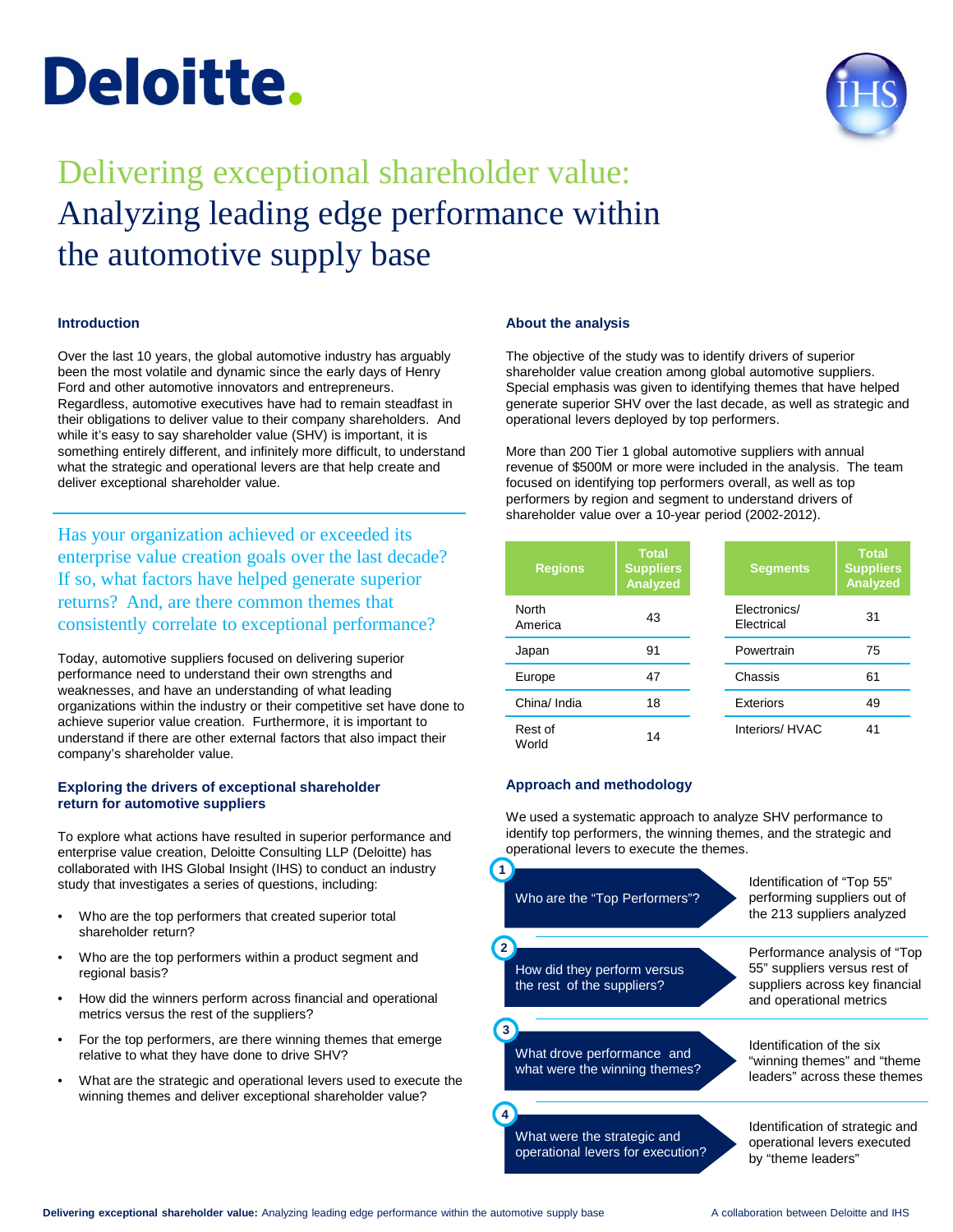# Delivering exceptional shareholder value: Analyzing leading edge performance within the automotive supply base

## Introduction

Over the last 10 years, the global automotive industry has arguably been the most volatile and dynamic since the early days of Henry Ford and other automotive innovators and entrepreneurs. Regardless, automotive executives have had to remain steadfast in their obligations to deliver value to their company shareholders. And while it's easy to say shareholder value (SHV) is important, it is something entirely different, and infinitely more difficult, to understand what the strategic and operational levers are that help create and deliver exceptional shareholder value.

> Has your organization achieved or exceeded its enterprise value creation goals over the last decade? If so, what factors have helped generate superior returns? And, are there common themes that consistently correlate to exceptional performance?

Today, automotive suppliers focused on delivering superior performance need to understand their own strengths and weaknesses, and have an understanding of what leading organizations within the industry or their competitive set have done to achieve superior value creation. Furthermore, it is important to understand if there are other external factors that also impact their company's shareholder value.

## Exploring the drivers of exceptional shareholder return for automotive suppliers

To explore what actions have resulted in superior performance and enterprise value creation, Deloitte Consulting LLP (Deloitte) has collaborated with IHS Global Insight (IHS) to conduct an industry study that investigates a series of questions, including:

- Who are the top performers that created superior total shareholder return?
- Who are the top performers within a product segment and regional basis?
- How did the winners perform across financial and operational metrics versus the rest of the suppliers?
- For the top performers, are there winning themes that emerge relative to what they have done to drive SHV?
- What are the strategic and operational levers used to execute the winning themes and deliver exceptional shareholder value?

## About the analysis

The objective of the study was to identify drivers of superior shareholder value creation among global automotive suppliers. Special emphasis was given to identifying themes that have helped generate superior SHV over the last decade, as well as strategic and operational levers deployed by top performers.

More than 200 Tier 1 global automotive suppliers with annual revenue of $500M or more were included in the analysis. The team focused on identifying top performers overall, as well as top performers by region and segment to understand drivers of shareholder value over a 10-year period (2002-2012).

| Regions | Total Suppliers Analyzed |
|---|---|
| North America | 43 |
| Japan | 91 |
| Europe | 47 |
| China/ India | 18 |
| Rest of World | 14 |

| Segments | Total Suppliers Analyzed |
|---|---|
| Electronics/ Electrical | 31 |
| Powertrain | 75 |
| Chassis | 61 |
| Exteriors | 49 |
| Interiors/ HVAC | 41 |

## Approach and methodology

We used a systematic approach to analyze SHV performance to identify top performers, the winning themes, and the strategic and operational levers to execute the themes.

1. **Who are the "Top Performers"?** — Identification of "Top 55" performing suppliers out of the 213 suppliers analyzed
2. **How did they perform versus the rest of the suppliers?** — Performance analysis of "Top 55" suppliers versus rest of suppliers across key financial and operational metrics
3. **What drove performance and what were the winning themes?** — Identification of the six "winning themes" and "theme leaders" across these themes
4. **What were the strategic and operational levers for execution?** — Identification of strategic and operational levers executed by "theme leaders"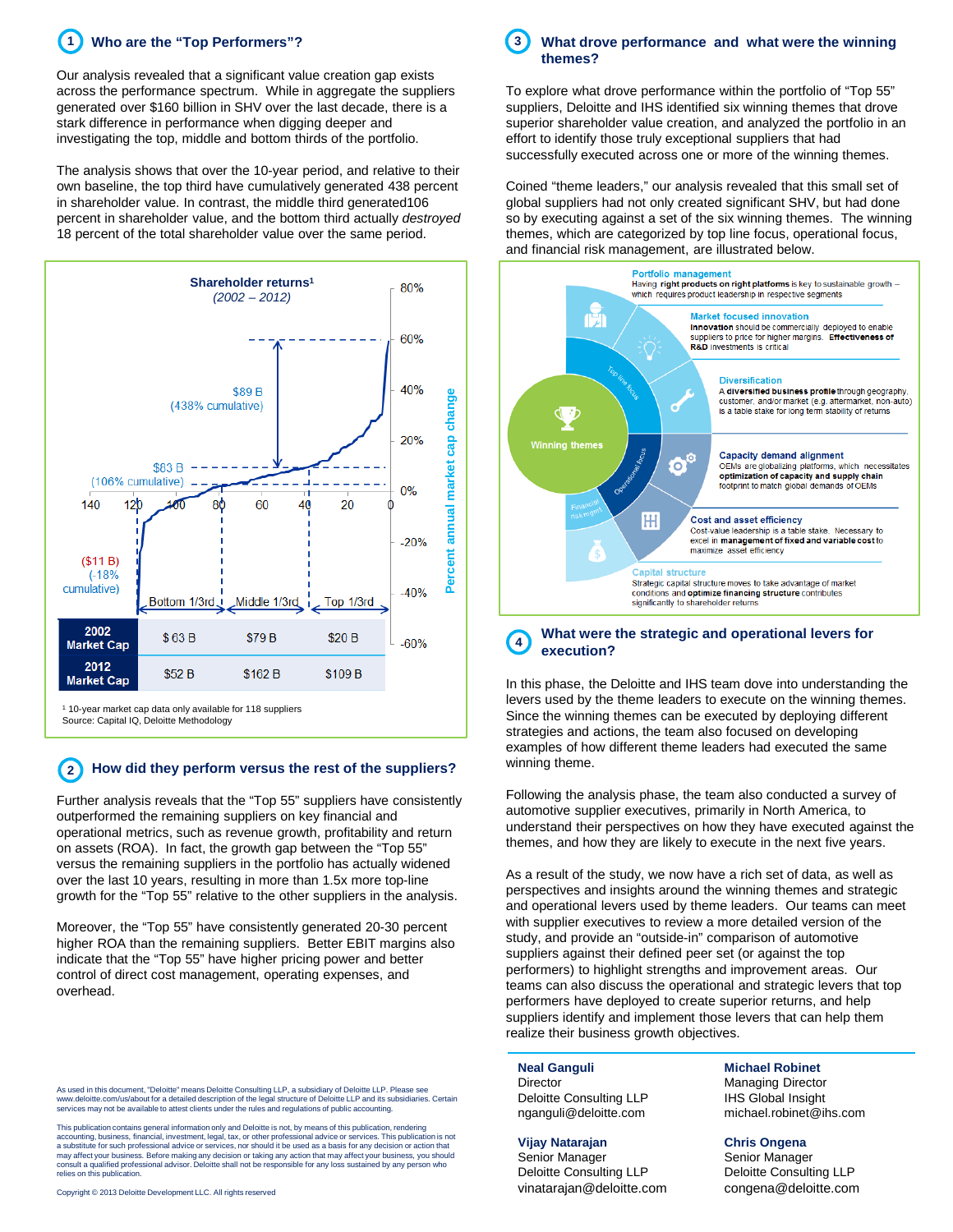## 1 Who are the "Top Performers"?

Our analysis revealed that a significant value creation gap exists across the performance spectrum. While in aggregate the suppliers generated over $160 billion in SHV over the last decade, there is a stark difference in performance when digging deeper and investigating the top, middle and bottom thirds of the portfolio.

The analysis shows that over the 10-year period, and relative to their own baseline, the top third have cumulatively generated 438 percent in shareholder value. In contrast, the middle third generated106 percent in shareholder value, and the bottom third actually *destroyed* 18 percent of the total shareholder value over the same period.

**Shareholder returns**[1]
*(2002 – 2012)*

$89 B
(438% cumulative)

$83 B
(106% cumulative)

($11 B)
(-18% cumulative)

140 120 100 80 60 40 20 0

80% 60% 40% 20% 0% -20% -40% -60%

Percent annual market cap change

Bottom 1/3rd | Middle 1/3rd | Top 1/3rd

| | Bottom 1/3rd | Middle 1/3rd | Top 1/3rd |
|---|---|---|---|
| 2002 Market Cap | $ 63 B | $79 B | $20 B |
| 2012 Market Cap | $52 B | $162 B | $109 B |

[1] 10-year market cap data only available for 118 suppliers
Source: Capital IQ, Deloitte Methodology

## 2 How did they perform versus the rest of the suppliers?

Further analysis reveals that the "Top 55" suppliers have consistently outperformed the remaining suppliers on key financial and operational metrics, such as revenue growth, profitability and return on assets (ROA). In fact, the growth gap between the "Top 55" versus the remaining suppliers in the portfolio has actually widened over the last 10 years, resulting in more than 1.5x more top-line growth for the "Top 55" relative to the other suppliers in the analysis.

Moreover, the "Top 55" have consistently generated 20-30 percent higher ROA than the remaining suppliers. Better EBIT margins also indicate that the "Top 55" have higher pricing power and better control of direct cost management, operating expenses, and overhead.

## 3 What drove performance and what were the winning themes?

To explore what drove performance within the portfolio of "Top 55" suppliers, Deloitte and IHS identified six winning themes that drove superior shareholder value creation, and analyzed the portfolio in an effort to identify those truly exceptional suppliers that had successfully executed across one or more of the winning themes.

Coined "theme leaders," our analysis revealed that this small set of global suppliers had not only created significant SHV, but had done so by executing against a set of the six winning themes. The winning themes, which are categorized by top line focus, operational focus, and financial risk management, are illustrated below.

Winning themes

Top line focus

Operational focus

Financial risk mgmt

**Portfolio management**
Having **right products on right platforms** is key to sustainable growth – which requires product leadership in respective segments

**Market focused innovation**
**Innovation** should be commercially deployed to enable suppliers to price for higher margins. **Effectiveness of R&D** investments is critical

**Diversification**
A **diversified business profile** through geography, customer, and/or market (e.g. aftermarket, non-auto) is a table stake for long term stability of returns

**Capacity demand alignment**
OEMs are globalizing platforms, which necessitates **optimization of capacity and supply chain** footprint to match global demands of OEMs

**Cost and asset efficiency**
Cost-value leadership is a table stake. Necessary to excel in **management of fixed and variable cost** to maximize asset efficiency

**Capital structure**
Strategic capital structure moves to take advantage of market conditions and **optimize financing structure** contributes significantly to shareholder returns

## 4 What were the strategic and operational levers for execution?

In this phase, the Deloitte and IHS team dove into understanding the levers used by the theme leaders to execute on the winning themes. Since the winning themes can be executed by deploying different strategies and actions, the team also focused on developing examples of how different theme leaders had executed the same winning theme.

Following the analysis phase, the team also conducted a survey of automotive supplier executives, primarily in North America, to understand their perspectives on how they have executed against the themes, and how they are likely to execute in the next five years.

As a result of the study, we now have a rich set of data, as well as perspectives and insights around the winning themes and strategic and operational levers used by theme leaders. Our teams can meet with supplier executives to review a more detailed version of the study, and provide an "outside-in" comparison of automotive suppliers against their defined peer set (or against the top performers) to highlight strengths and improvement areas. Our teams can also discuss the operational and strategic levers that top performers have deployed to create superior returns, and help suppliers identify and implement those levers that can help them realize their business growth objectives.

**Neal Ganguli**
Director
Deloitte Consulting LLP
nganguli@deloitte.com

**Michael Robinet**
Managing Director
IHS Global Insight
michael.robinet@ihs.com

**Vijay Natarajan**
Senior Manager
Deloitte Consulting LLP
vinatarajan@deloitte.com

**Chris Ongena**
Senior Manager
Deloitte Consulting LLP
congena@deloitte.com

As used in this document, "Deloitte" means Deloitte Consulting LLP, a subsidiary of Deloitte LLP. Please see www.deloitte.com/us/about for a detailed description of the legal structure of Deloitte LLP and its subsidiaries. Certain services may not be available to attest clients under the rules and regulations of public accounting.

This publication contains general information only and Deloitte is not, by means of this publication, rendering accounting, business, financial, investment, legal, tax, or other professional advice or services. This publication is not a substitute for such professional advice or services, nor should it be used as a basis for any decision or action that may affect your business. Before making any decision or taking any action that may affect your business, you should consult a qualified professional advisor. Deloitte shall not be responsible for any loss sustained by any person who relies on this publication.

Copyright © 2013 Deloitte Development LLC. All rights reserved